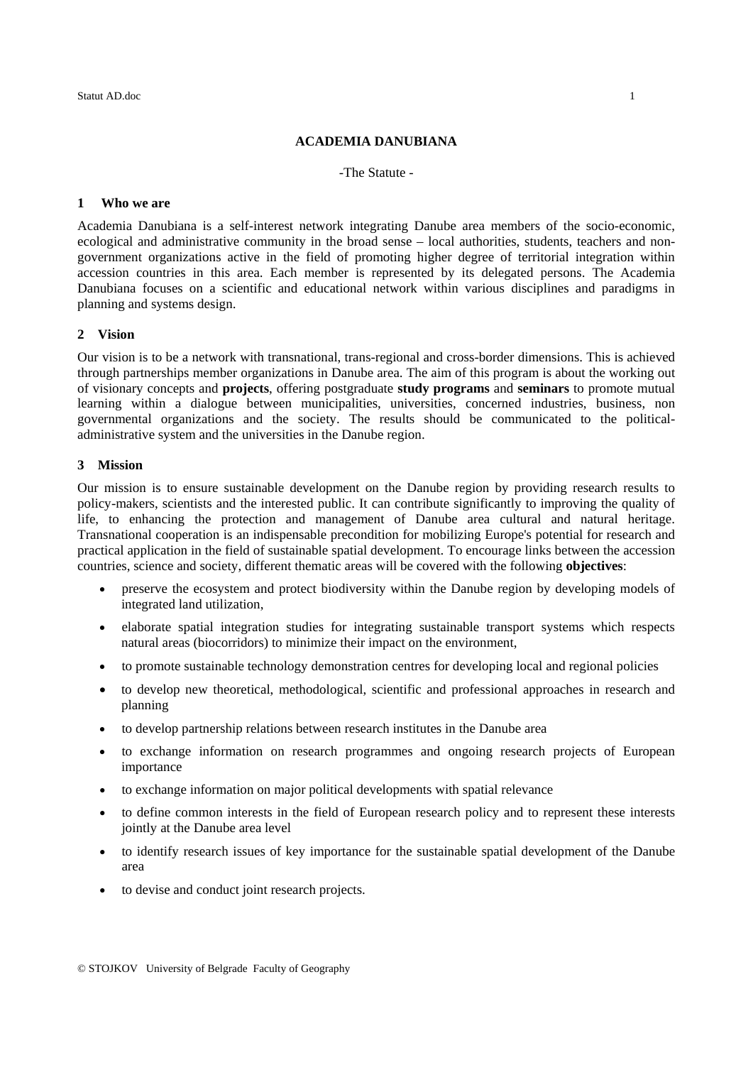# ACADEMIA DANUBIANA

-The Statute -

## 1 Who we are

Academia Danubiana is a self-interest network integrating Danube area members of the socio-economic, ecological and administrative community in the broad sense – local authorities, students, teachers and non-government organizations active in the field of promoting higher degree of territorial integration within accession countries in this area. Each member is represented by its delegated persons. The Academia Danubiana focuses on a scientific and educational network within various disciplines and paradigms in planning and systems design.

## 2 Vision

Our vision is to be a network with transnational, trans-regional and cross-border dimensions. This is achieved through partnerships member organizations in Danube area. The aim of this program is about the working out of visionary concepts and **projects**, offering postgraduate **study programs** and **seminars** to promote mutual learning within a dialogue between municipalities, universities, concerned industries, business, non governmental organizations and the society. The results should be communicated to the political-administrative system and the universities in the Danube region.

## 3 Mission

Our mission is to ensure sustainable development on the Danube region by providing research results to policy-makers, scientists and the interested public. It can contribute significantly to improving the quality of life, to enhancing the protection and management of Danube area cultural and natural heritage. Transnational cooperation is an indispensable precondition for mobilizing Europe's potential for research and practical application in the field of sustainable spatial development. To encourage links between the accession countries, science and society, different thematic areas will be covered with the following **objectives**:

- preserve the ecosystem and protect biodiversity within the Danube region by developing models of integrated land utilization,
- elaborate spatial integration studies for integrating sustainable transport systems which respects natural areas (biocorridors) to minimize their impact on the environment,
- to promote sustainable technology demonstration centres for developing local and regional policies
- to develop new theoretical, methodological, scientific and professional approaches in research and planning
- to develop partnership relations between research institutes in the Danube area
- to exchange information on research programmes and ongoing research projects of European importance
- to exchange information on major political developments with spatial relevance
- to define common interests in the field of European research policy and to represent these interests jointly at the Danube area level
- to identify research issues of key importance for the sustainable spatial development of the Danube area
- to devise and conduct joint research projects.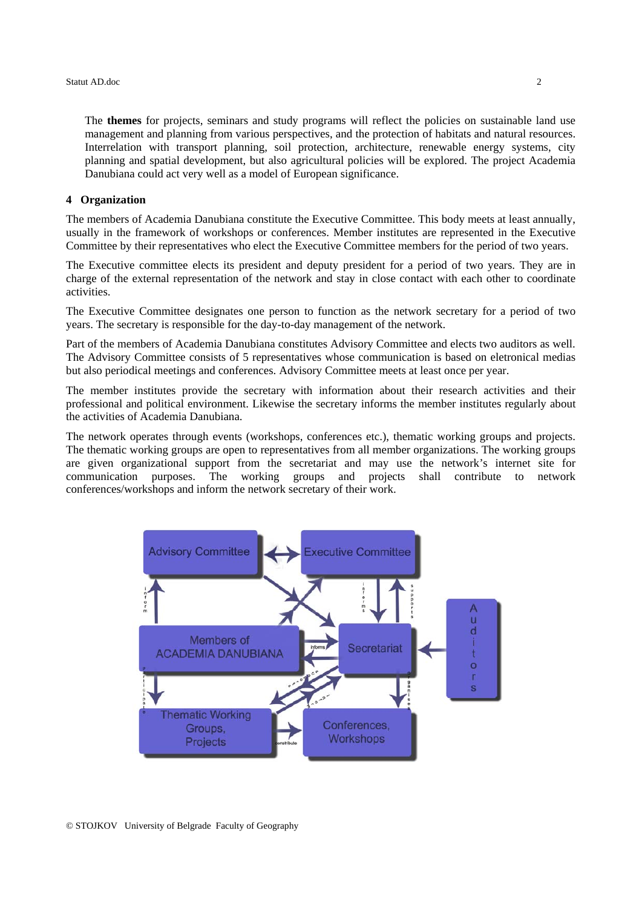The **themes** for projects, seminars and study programs will reflect the policies on sustainable land use management and planning from various perspectives, and the protection of habitats and natural resources. Interrelation with transport planning, soil protection, architecture, renewable energy systems, city planning and spatial development, but also agricultural policies will be explored. The project Academia Danubiana could act very well as a model of European significance.

## 4 Organization

The members of Academia Danubiana constitute the Executive Committee. This body meets at least annually, usually in the framework of workshops or conferences. Member institutes are represented in the Executive Committee by their representatives who elect the Executive Committee members for the period of two years.

The Executive committee elects its president and deputy president for a period of two years. They are in charge of the external representation of the network and stay in close contact with each other to coordinate activities.

The Executive Committee designates one person to function as the network secretary for a period of two years. The secretary is responsible for the day-to-day management of the network.

Part of the members of Academia Danubiana constitutes Advisory Committee and elects two auditors as well. The Advisory Committee consists of 5 representatives whose communication is based on eletronical medias but also periodical meetings and conferences. Advisory Committee meets at least once per year.

The member institutes provide the secretary with information about their research activities and their professional and political environment. Likewise the secretary informs the member institutes regularly about the activities of Academia Danubiana.

The network operates through events (workshops, conferences etc.), thematic working groups and projects. The thematic working groups are open to representatives from all member organizations. The working groups are given organizational support from the secretariat and may use the network's internet site for communication purposes. The working groups and projects shall contribute to network conferences/workshops and inform the network secretary of their work.

Advisory Committee ↔ Executive Committee

Members of ACADEMIA DANUBIANA → (inform) Advisory Committee; Members of ACADEMIA DANUBIANA → (informs) Secretariat; Members of ACADEMIA DANUBIANA → (participate) Thematic Working Groups, Projects

Executive Committee → (informs) Secretariat; Secretariat → (supports) Executive Committee

Auditors → Secretariat

Secretariat → (organise) Conferences, Workshops; Secretariat ↔ (inform) Thematic Working Groups, Projects

Thematic Working Groups, Projects → (contribute) Conferences, Workshops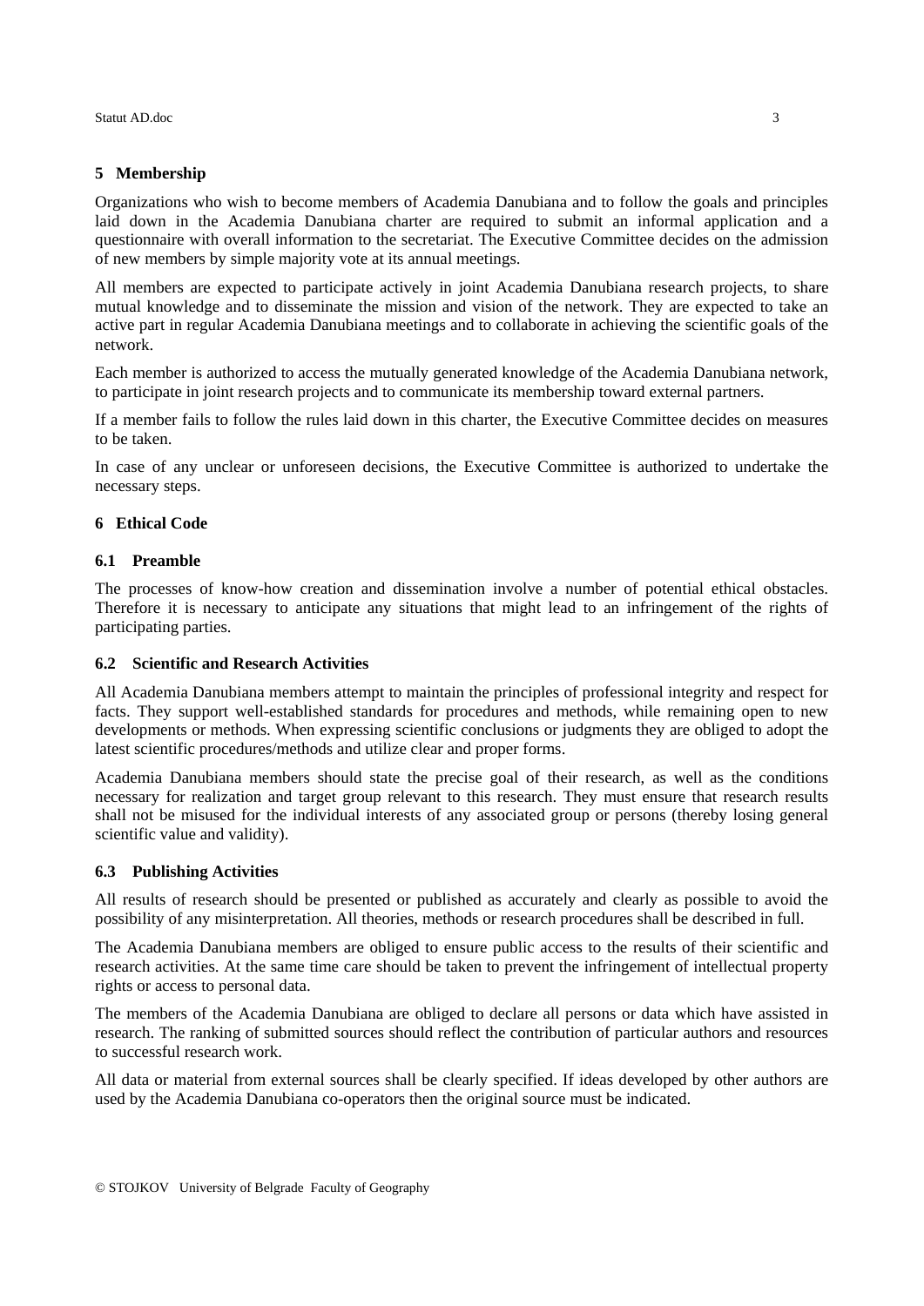## 5 Membership

Organizations who wish to become members of Academia Danubiana and to follow the goals and principles laid down in the Academia Danubiana charter are required to submit an informal application and a questionnaire with overall information to the secretariat. The Executive Committee decides on the admission of new members by simple majority vote at its annual meetings.

All members are expected to participate actively in joint Academia Danubiana research projects, to share mutual knowledge and to disseminate the mission and vision of the network. They are expected to take an active part in regular Academia Danubiana meetings and to collaborate in achieving the scientific goals of the network.

Each member is authorized to access the mutually generated knowledge of the Academia Danubiana network, to participate in joint research projects and to communicate its membership toward external partners.

If a member fails to follow the rules laid down in this charter, the Executive Committee decides on measures to be taken.

In case of any unclear or unforeseen decisions, the Executive Committee is authorized to undertake the necessary steps.

## 6 Ethical Code

### 6.1 Preamble

The processes of know-how creation and dissemination involve a number of potential ethical obstacles. Therefore it is necessary to anticipate any situations that might lead to an infringement of the rights of participating parties.

### 6.2 Scientific and Research Activities

All Academia Danubiana members attempt to maintain the principles of professional integrity and respect for facts. They support well-established standards for procedures and methods, while remaining open to new developments or methods. When expressing scientific conclusions or judgments they are obliged to adopt the latest scientific procedures/methods and utilize clear and proper forms.

Academia Danubiana members should state the precise goal of their research, as well as the conditions necessary for realization and target group relevant to this research. They must ensure that research results shall not be misused for the individual interests of any associated group or persons (thereby losing general scientific value and validity).

### 6.3 Publishing Activities

All results of research should be presented or published as accurately and clearly as possible to avoid the possibility of any misinterpretation. All theories, methods or research procedures shall be described in full.

The Academia Danubiana members are obliged to ensure public access to the results of their scientific and research activities. At the same time care should be taken to prevent the infringement of intellectual property rights or access to personal data.

The members of the Academia Danubiana are obliged to declare all persons or data which have assisted in research. The ranking of submitted sources should reflect the contribution of particular authors and resources to successful research work.

All data or material from external sources shall be clearly specified. If ideas developed by other authors are used by the Academia Danubiana co-operators then the original source must be indicated.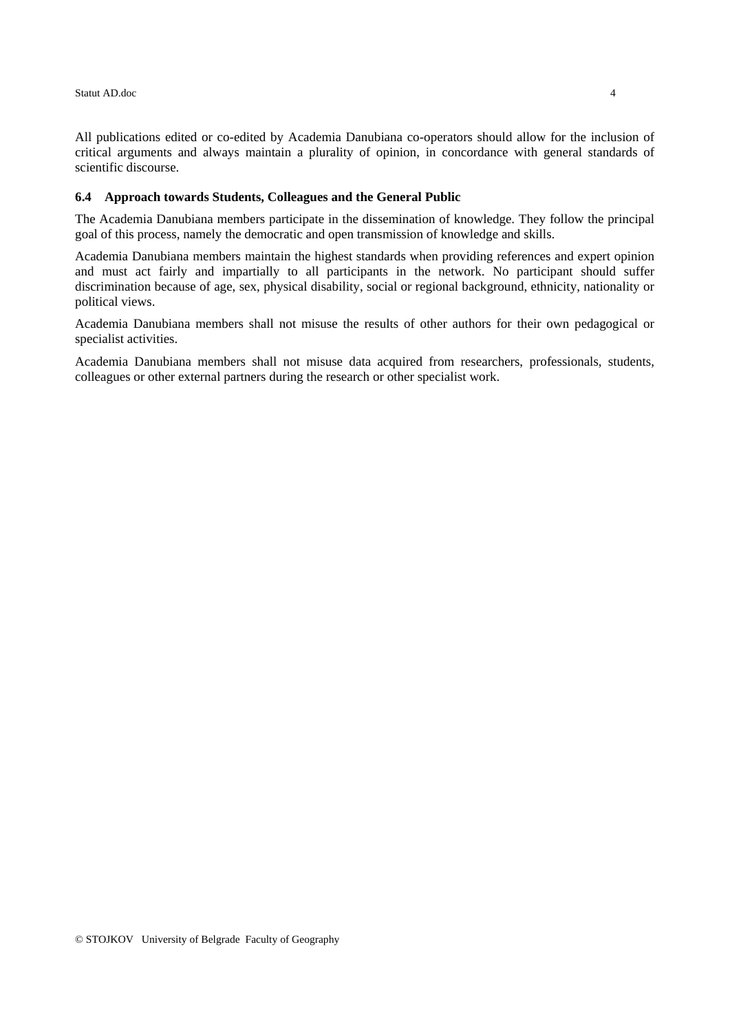All publications edited or co-edited by Academia Danubiana co-operators should allow for the inclusion of critical arguments and always maintain a plurality of opinion, in concordance with general standards of scientific discourse.

### 6.4 Approach towards Students, Colleagues and the General Public

The Academia Danubiana members participate in the dissemination of knowledge. They follow the principal goal of this process, namely the democratic and open transmission of knowledge and skills.

Academia Danubiana members maintain the highest standards when providing references and expert opinion and must act fairly and impartially to all participants in the network. No participant should suffer discrimination because of age, sex, physical disability, social or regional background, ethnicity, nationality or political views.

Academia Danubiana members shall not misuse the results of other authors for their own pedagogical or specialist activities.

Academia Danubiana members shall not misuse data acquired from researchers, professionals, students, colleagues or other external partners during the research or other specialist work.